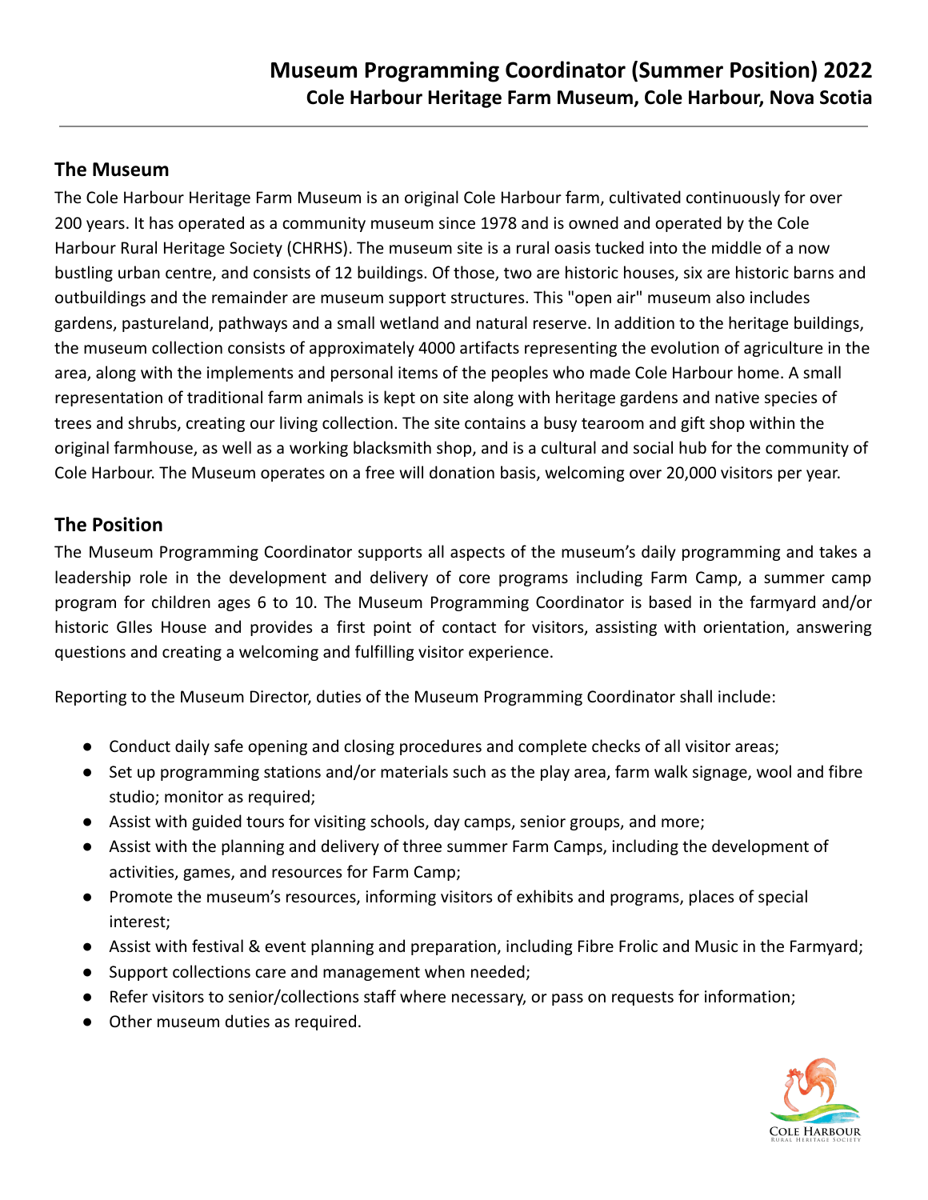# Museum Programming Coordinator (Summer Position) 2022

**Cole Harbour Heritage Farm Museum, Cole Harbour, Nova Scotia**

## The Museum

The Cole Harbour Heritage Farm Museum is an original Cole Harbour farm, cultivated continuously for over 200 years. It has operated as a community museum since 1978 and is owned and operated by the Cole Harbour Rural Heritage Society (CHRHS). The museum site is a rural oasis tucked into the middle of a now bustling urban centre, and consists of 12 buildings. Of those, two are historic houses, six are historic barns and outbuildings and the remainder are museum support structures. This "open air" museum also includes gardens, pastureland, pathways and a small wetland and natural reserve. In addition to the heritage buildings, the museum collection consists of approximately 4000 artifacts representing the evolution of agriculture in the area, along with the implements and personal items of the peoples who made Cole Harbour home. A small representation of traditional farm animals is kept on site along with heritage gardens and native species of trees and shrubs, creating our living collection. The site contains a busy tearoom and gift shop within the original farmhouse, as well as a working blacksmith shop, and is a cultural and social hub for the community of Cole Harbour. The Museum operates on a free will donation basis, welcoming over 20,000 visitors per year.

## The Position

The Museum Programming Coordinator supports all aspects of the museum's daily programming and takes a leadership role in the development and delivery of core programs including Farm Camp, a summer camp program for children ages 6 to 10. The Museum Programming Coordinator is based in the farmyard and/or historic GIles House and provides a first point of contact for visitors, assisting with orientation, answering questions and creating a welcoming and fulfilling visitor experience.

Reporting to the Museum Director, duties of the Museum Programming Coordinator shall include:

- Conduct daily safe opening and closing procedures and complete checks of all visitor areas;
- Set up programming stations and/or materials such as the play area, farm walk signage, wool and fibre studio; monitor as required;
- Assist with guided tours for visiting schools, day camps, senior groups, and more;
- Assist with the planning and delivery of three summer Farm Camps, including the development of activities, games, and resources for Farm Camp;
- Promote the museum's resources, informing visitors of exhibits and programs, places of special interest;
- Assist with festival & event planning and preparation, including Fibre Frolic and Music in the Farmyard;
- Support collections care and management when needed;
- Refer visitors to senior/collections staff where necessary, or pass on requests for information;
- Other museum duties as required.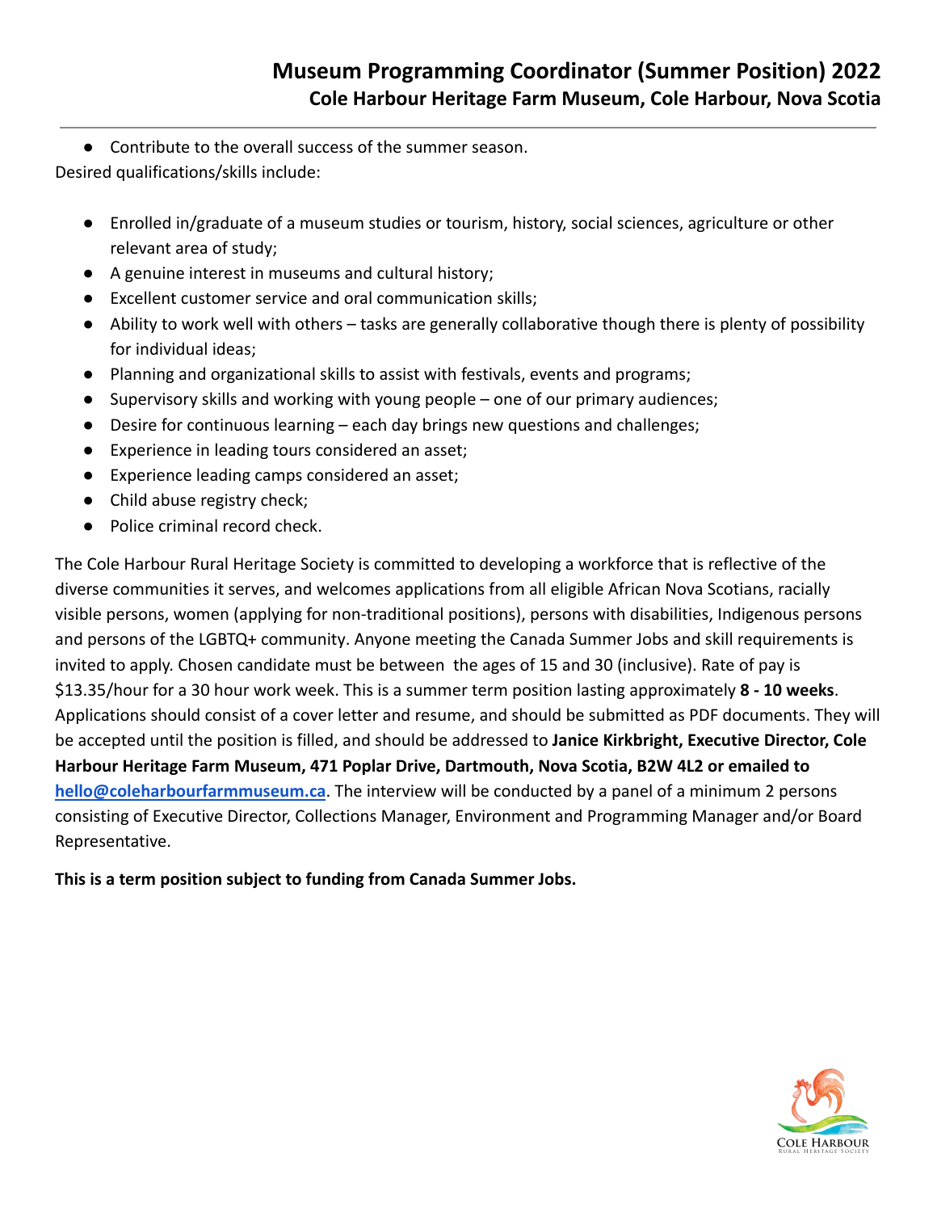- Contribute to the overall success of the summer season.

Desired qualifications/skills include:

- Enrolled in/graduate of a museum studies or tourism, history, social sciences, agriculture or other relevant area of study;
- A genuine interest in museums and cultural history;
- Excellent customer service and oral communication skills;
- Ability to work well with others – tasks are generally collaborative though there is plenty of possibility for individual ideas;
- Planning and organizational skills to assist with festivals, events and programs;
- Supervisory skills and working with young people – one of our primary audiences;
- Desire for continuous learning – each day brings new questions and challenges;
- Experience in leading tours considered an asset;
- Experience leading camps considered an asset;
- Child abuse registry check;
- Police criminal record check.

The Cole Harbour Rural Heritage Society is committed to developing a workforce that is reflective of the diverse communities it serves, and welcomes applications from all eligible African Nova Scotians, racially visible persons, women (applying for non-traditional positions), persons with disabilities, Indigenous persons and persons of the LGBTQ+ community. Anyone meeting the Canada Summer Jobs and skill requirements is invited to apply. Chosen candidate must be between the ages of 15 and 30 (inclusive). Rate of pay is $13.35/hour for a 30 hour work week. This is a summer term position lasting approximately **8 - 10 weeks**. Applications should consist of a cover letter and resume, and should be submitted as PDF documents. They will be accepted until the position is filled, and should be addressed to **Janice Kirkbright, Executive Director, Cole Harbour Heritage Farm Museum, 471 Poplar Drive, Dartmouth, Nova Scotia, B2W 4L2 or emailed to [hello@coleharbourfarmmuseum.ca](mailto:hello@coleharbourfarmmuseum.ca)**. The interview will be conducted by a panel of a minimum 2 persons consisting of Executive Director, Collections Manager, Environment and Programming Manager and/or Board Representative.

**This is a term position subject to funding from Canada Summer Jobs.**